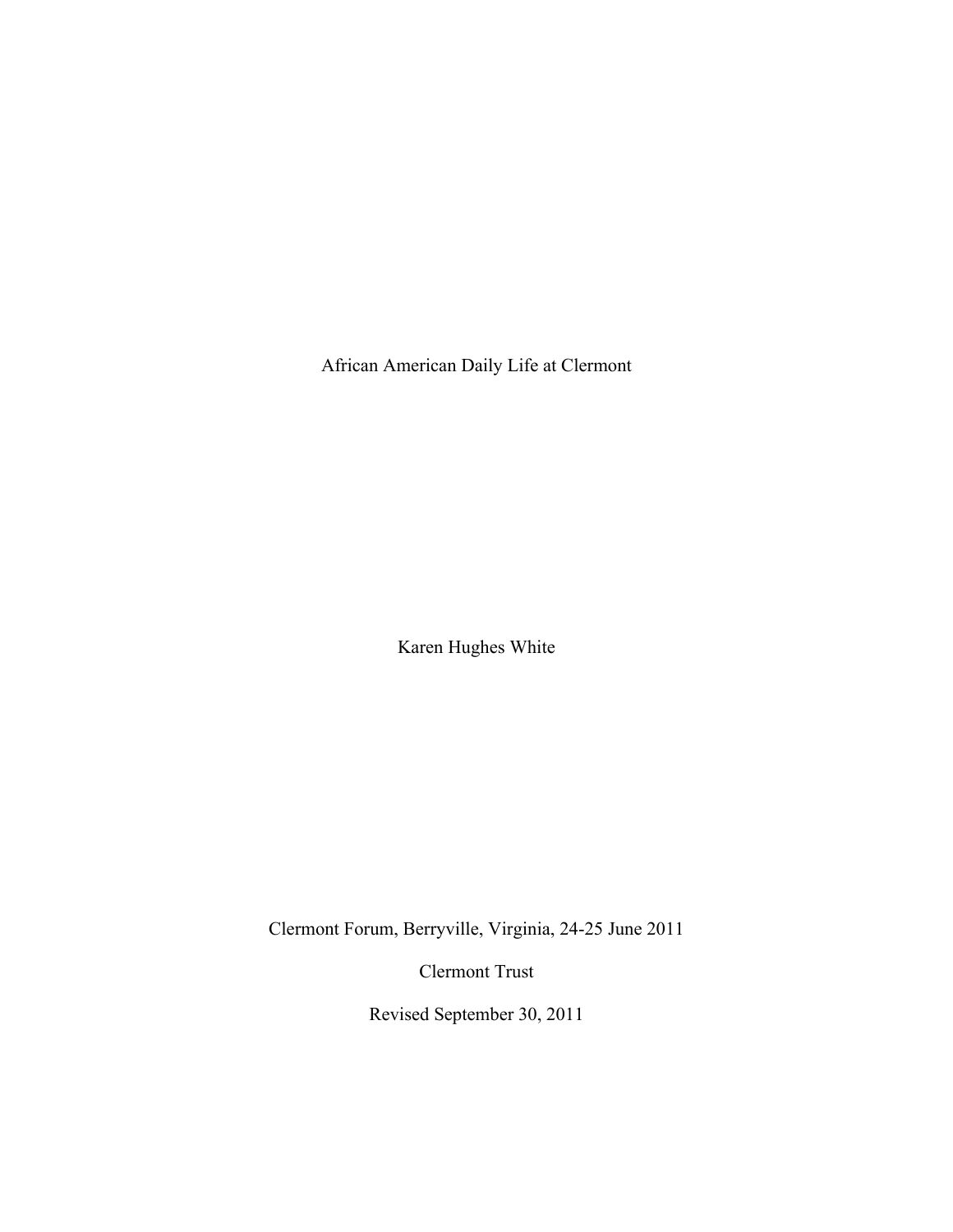# African American Daily Life at Clermont

Karen Hughes White

Clermont Forum, Berryville, Virginia, 24-25 June 2011

Clermont Trust

Revised September 30, 2011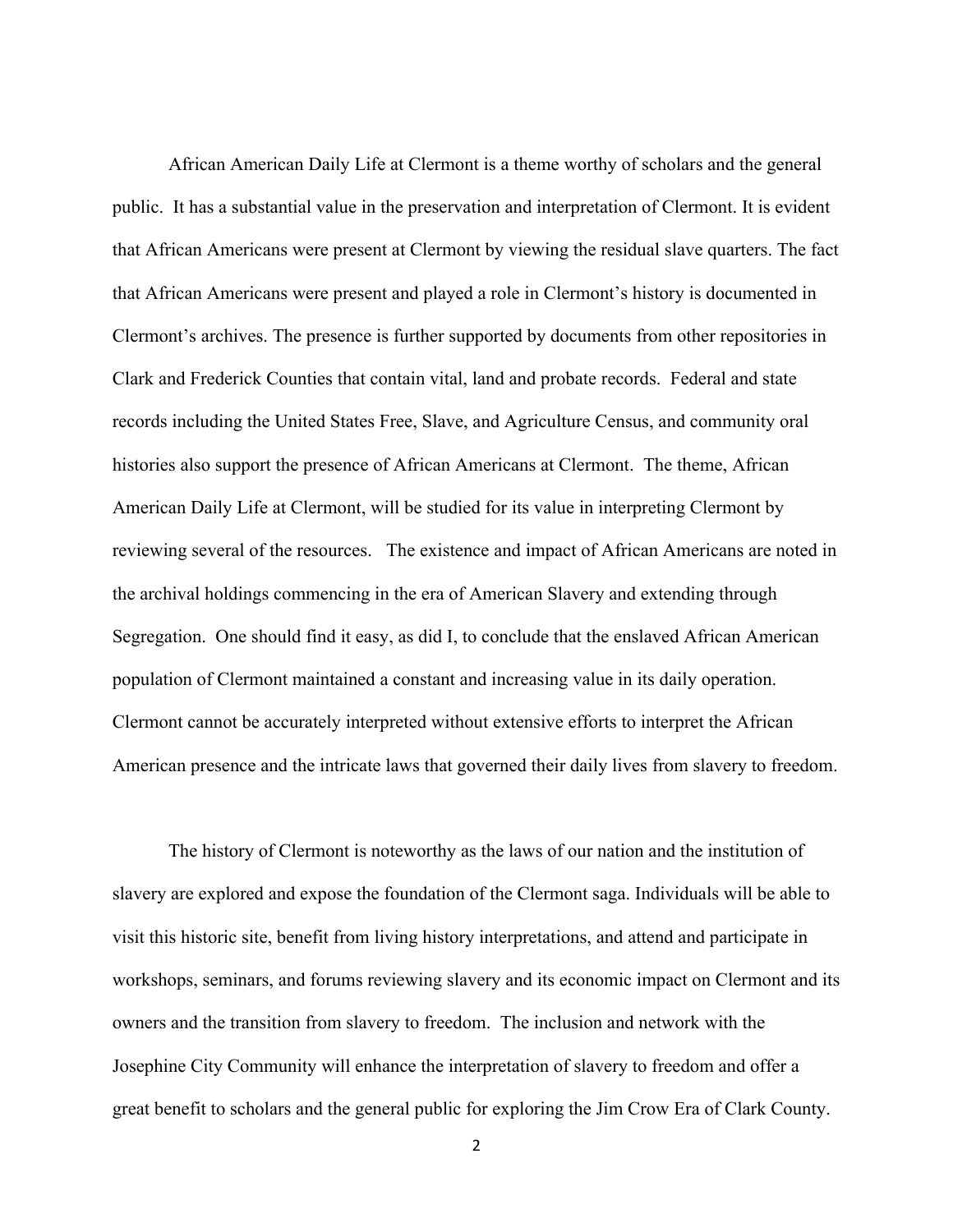African American Daily Life at Clermont is a theme worthy of scholars and the general public. It has a substantial value in the preservation and interpretation of Clermont. It is evident that African Americans were present at Clermont by viewing the residual slave quarters. The fact that African Americans were present and played a role in Clermont's history is documented in Clermont's archives. The presence is further supported by documents from other repositories in Clark and Frederick Counties that contain vital, land and probate records. Federal and state records including the United States Free, Slave, and Agriculture Census, and community oral histories also support the presence of African Americans at Clermont. The theme, African American Daily Life at Clermont, will be studied for its value in interpreting Clermont by reviewing several of the resources. The existence and impact of African Americans are noted in the archival holdings commencing in the era of American Slavery and extending through Segregation. One should find it easy, as did I, to conclude that the enslaved African American population of Clermont maintained a constant and increasing value in its daily operation. Clermont cannot be accurately interpreted without extensive efforts to interpret the African American presence and the intricate laws that governed their daily lives from slavery to freedom.

The history of Clermont is noteworthy as the laws of our nation and the institution of slavery are explored and expose the foundation of the Clermont saga. Individuals will be able to visit this historic site, benefit from living history interpretations, and attend and participate in workshops, seminars, and forums reviewing slavery and its economic impact on Clermont and its owners and the transition from slavery to freedom. The inclusion and network with the Josephine City Community will enhance the interpretation of slavery to freedom and offer a great benefit to scholars and the general public for exploring the Jim Crow Era of Clark County.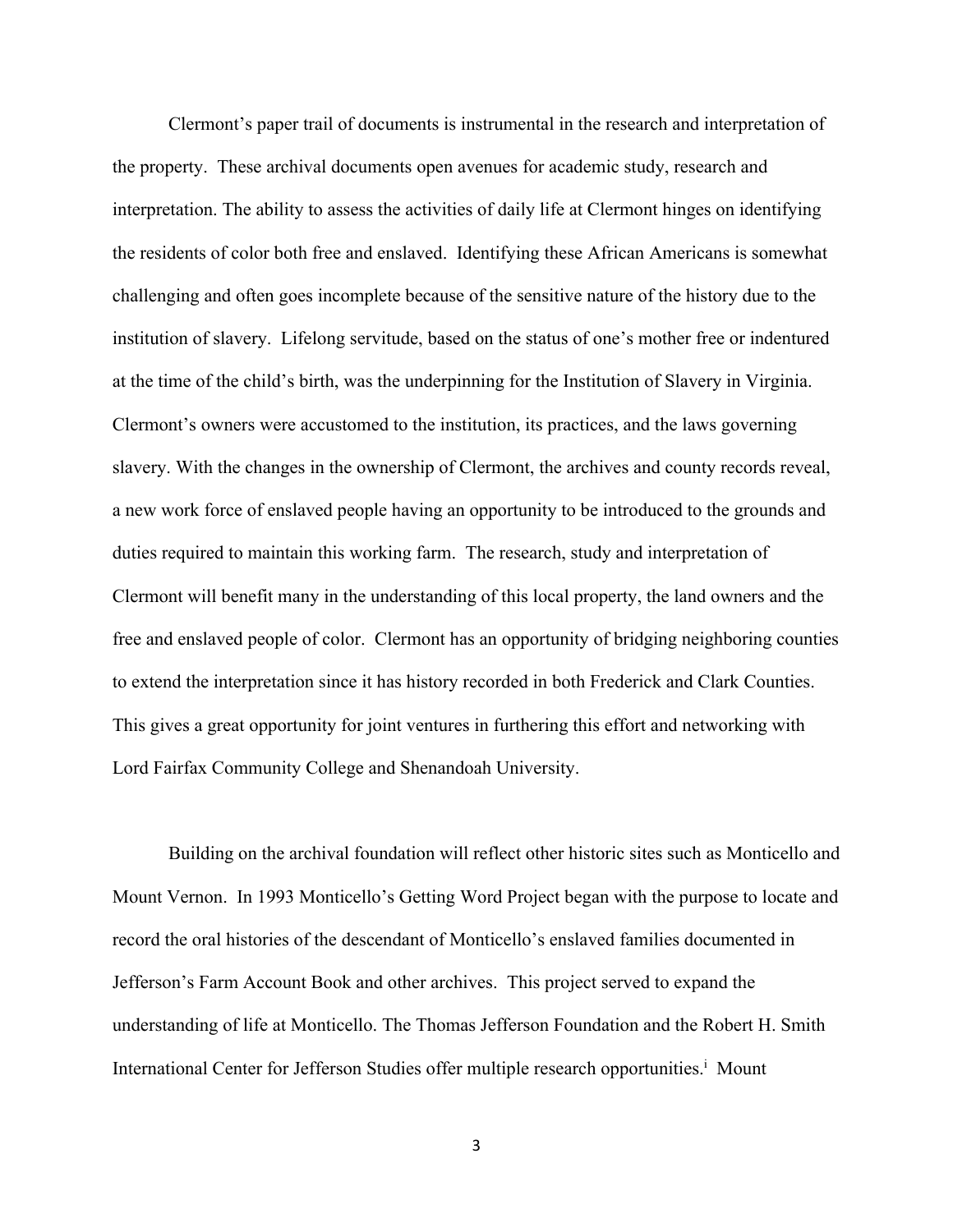Clermont's paper trail of documents is instrumental in the research and interpretation of the property. These archival documents open avenues for academic study, research and interpretation. The ability to assess the activities of daily life at Clermont hinges on identifying the residents of color both free and enslaved. Identifying these African Americans is somewhat challenging and often goes incomplete because of the sensitive nature of the history due to the institution of slavery. Lifelong servitude, based on the status of one's mother free or indentured at the time of the child's birth, was the underpinning for the Institution of Slavery in Virginia. Clermont's owners were accustomed to the institution, its practices, and the laws governing slavery. With the changes in the ownership of Clermont, the archives and county records reveal, a new work force of enslaved people having an opportunity to be introduced to the grounds and duties required to maintain this working farm. The research, study and interpretation of Clermont will benefit many in the understanding of this local property, the land owners and the free and enslaved people of color. Clermont has an opportunity of bridging neighboring counties to extend the interpretation since it has history recorded in both Frederick and Clark Counties. This gives a great opportunity for joint ventures in furthering this effort and networking with Lord Fairfax Community College and Shenandoah University.

Building on the archival foundation will reflect other historic sites such as Monticello and Mount Vernon. In 1993 Monticello's Getting Word Project began with the purpose to locate and record the oral histories of the descendant of Monticello's enslaved families documented in Jefferson's Farm Account Book and other archives. This project served to expand the understanding of life at Monticello. The Thomas Jefferson Foundation and the Robert H. Smith International Center for Jefferson Studies offer multiple research opportunities.[i] Mount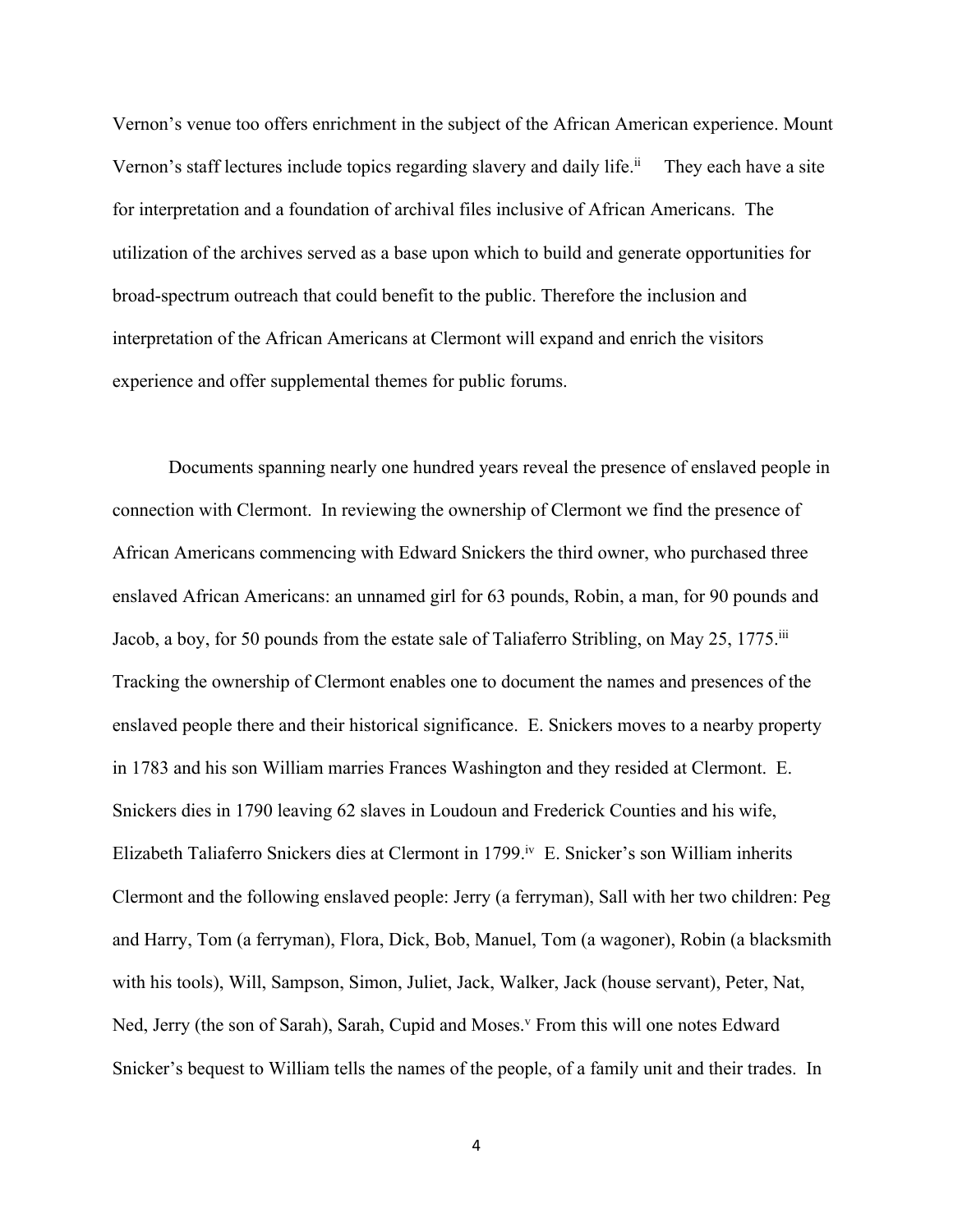Vernon's venue too offers enrichment in the subject of the African American experience. Mount Vernon's staff lectures include topics regarding slavery and daily life.[ii] They each have a site for interpretation and a foundation of archival files inclusive of African Americans. The utilization of the archives served as a base upon which to build and generate opportunities for broad-spectrum outreach that could benefit to the public. Therefore the inclusion and interpretation of the African Americans at Clermont will expand and enrich the visitors experience and offer supplemental themes for public forums.

Documents spanning nearly one hundred years reveal the presence of enslaved people in connection with Clermont. In reviewing the ownership of Clermont we find the presence of African Americans commencing with Edward Snickers the third owner, who purchased three enslaved African Americans: an unnamed girl for 63 pounds, Robin, a man, for 90 pounds and Jacob, a boy, for 50 pounds from the estate sale of Taliaferro Stribling, on May 25, 1775.[iii] Tracking the ownership of Clermont enables one to document the names and presences of the enslaved people there and their historical significance. E. Snickers moves to a nearby property in 1783 and his son William marries Frances Washington and they resided at Clermont. E. Snickers dies in 1790 leaving 62 slaves in Loudoun and Frederick Counties and his wife, Elizabeth Taliaferro Snickers dies at Clermont in 1799.[iv] E. Snicker's son William inherits Clermont and the following enslaved people: Jerry (a ferryman), Sall with her two children: Peg and Harry, Tom (a ferryman), Flora, Dick, Bob, Manuel, Tom (a wagoner), Robin (a blacksmith with his tools), Will, Sampson, Simon, Juliet, Jack, Walker, Jack (house servant), Peter, Nat, Ned, Jerry (the son of Sarah), Sarah, Cupid and Moses.[v] From this will one notes Edward Snicker's bequest to William tells the names of the people, of a family unit and their trades. In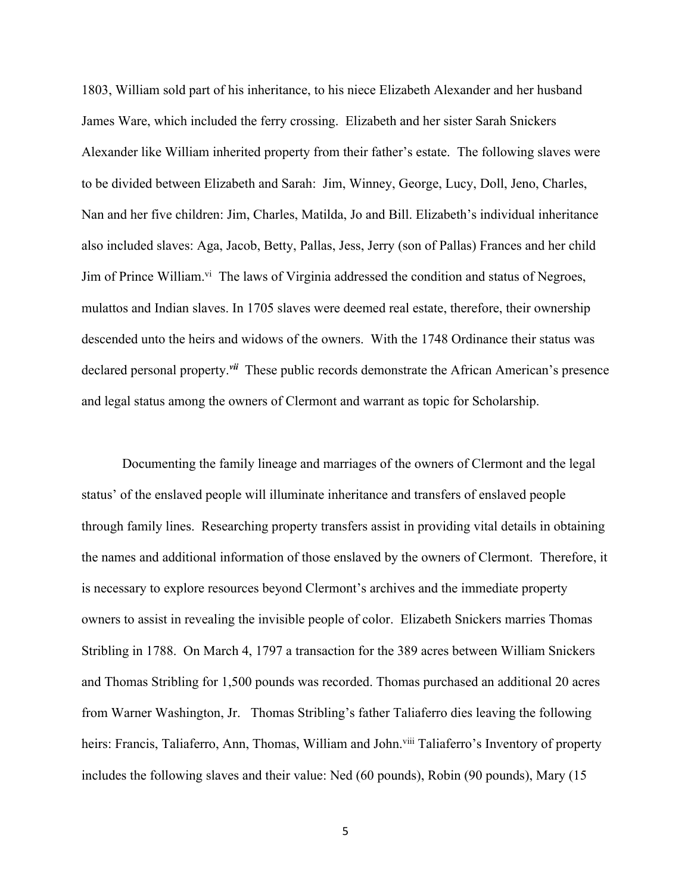1803, William sold part of his inheritance, to his niece Elizabeth Alexander and her husband James Ware, which included the ferry crossing. Elizabeth and her sister Sarah Snickers Alexander like William inherited property from their father's estate. The following slaves were to be divided between Elizabeth and Sarah: Jim, Winney, George, Lucy, Doll, Jeno, Charles, Nan and her five children: Jim, Charles, Matilda, Jo and Bill. Elizabeth's individual inheritance also included slaves: Aga, Jacob, Betty, Pallas, Jess, Jerry (son of Pallas) Frances and her child Jim of Prince William.[vi] The laws of Virginia addressed the condition and status of Negroes, mulattos and Indian slaves. In 1705 slaves were deemed real estate, therefore, their ownership descended unto the heirs and widows of the owners. With the 1748 Ordinance their status was declared personal property.[vii] These public records demonstrate the African American's presence and legal status among the owners of Clermont and warrant as topic for Scholarship.

Documenting the family lineage and marriages of the owners of Clermont and the legal status' of the enslaved people will illuminate inheritance and transfers of enslaved people through family lines. Researching property transfers assist in providing vital details in obtaining the names and additional information of those enslaved by the owners of Clermont. Therefore, it is necessary to explore resources beyond Clermont's archives and the immediate property owners to assist in revealing the invisible people of color. Elizabeth Snickers marries Thomas Stribling in 1788. On March 4, 1797 a transaction for the 389 acres between William Snickers and Thomas Stribling for 1,500 pounds was recorded. Thomas purchased an additional 20 acres from Warner Washington, Jr. Thomas Stribling's father Taliaferro dies leaving the following heirs: Francis, Taliaferro, Ann, Thomas, William and John.[viii] Taliaferro's Inventory of property includes the following slaves and their value: Ned (60 pounds), Robin (90 pounds), Mary (15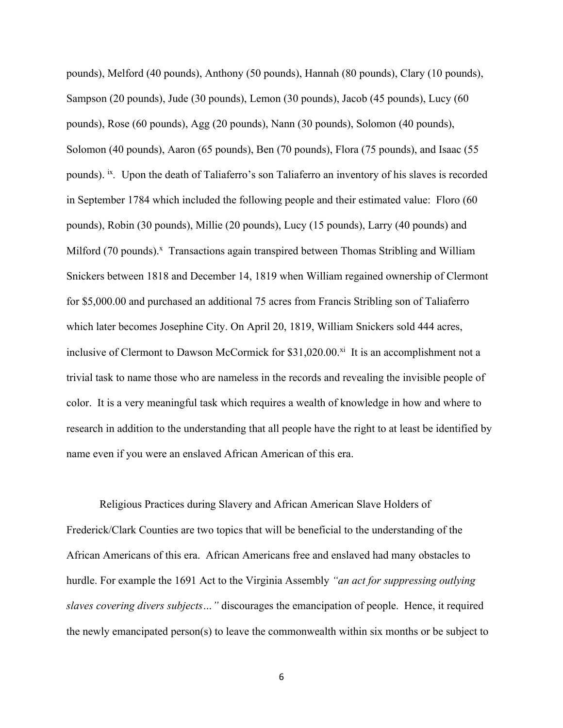pounds), Melford (40 pounds), Anthony (50 pounds), Hannah (80 pounds), Clary (10 pounds), Sampson (20 pounds), Jude (30 pounds), Lemon (30 pounds), Jacob (45 pounds), Lucy (60 pounds), Rose (60 pounds), Agg (20 pounds), Nann (30 pounds), Solomon (40 pounds), Solomon (40 pounds), Aaron (65 pounds), Ben (70 pounds), Flora (75 pounds), and Isaac (55 pounds). [ix]. Upon the death of Taliaferro's son Taliaferro an inventory of his slaves is recorded in September 1784 which included the following people and their estimated value: Floro (60 pounds), Robin (30 pounds), Millie (20 pounds), Lucy (15 pounds), Larry (40 pounds) and Milford (70 pounds).[x] Transactions again transpired between Thomas Stribling and William Snickers between 1818 and December 14, 1819 when William regained ownership of Clermont for $5,000.00 and purchased an additional 75 acres from Francis Stribling son of Taliaferro which later becomes Josephine City. On April 20, 1819, William Snickers sold 444 acres, inclusive of Clermont to Dawson McCormick for $31,020.00.[xi] It is an accomplishment not a trivial task to name those who are nameless in the records and revealing the invisible people of color. It is a very meaningful task which requires a wealth of knowledge in how and where to research in addition to the understanding that all people have the right to at least be identified by name even if you were an enslaved African American of this era.

Religious Practices during Slavery and African American Slave Holders of Frederick/Clark Counties are two topics that will be beneficial to the understanding of the African Americans of this era. African Americans free and enslaved had many obstacles to hurdle. For example the 1691 Act to the Virginia Assembly *"an act for suppressing outlying slaves covering divers subjects…"* discourages the emancipation of people. Hence, it required the newly emancipated person(s) to leave the commonwealth within six months or be subject to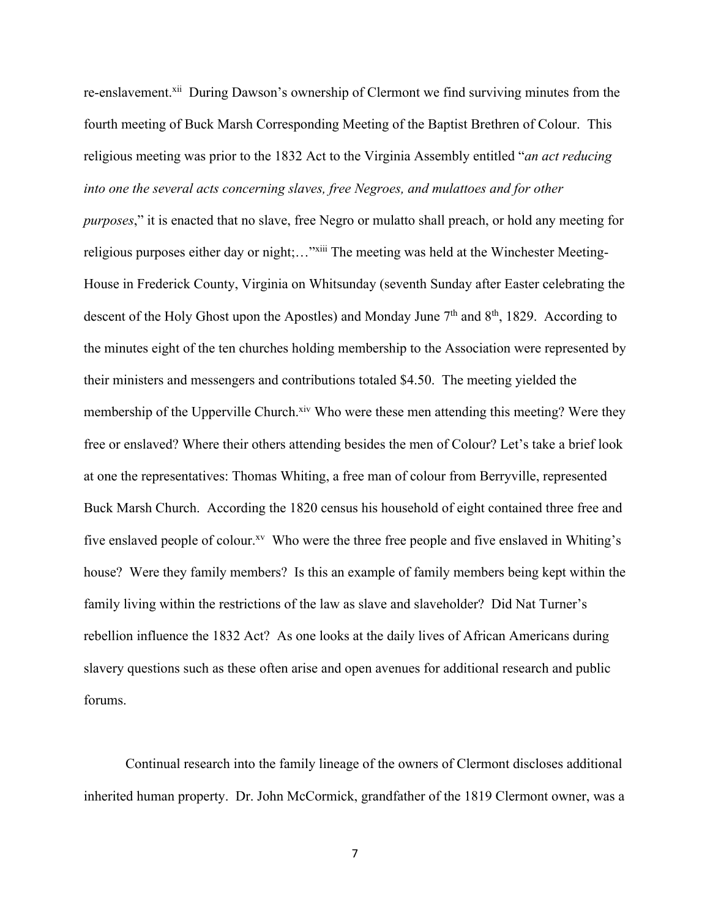re-enslavement.[xii] During Dawson's ownership of Clermont we find surviving minutes from the fourth meeting of Buck Marsh Corresponding Meeting of the Baptist Brethren of Colour. This religious meeting was prior to the 1832 Act to the Virginia Assembly entitled "*an act reducing into one the several acts concerning slaves, free Negroes, and mulattoes and for other purposes*," it is enacted that no slave, free Negro or mulatto shall preach, or hold any meeting for religious purposes either day or night;…"[xiii] The meeting was held at the Winchester Meeting-House in Frederick County, Virginia on Whitsunday (seventh Sunday after Easter celebrating the descent of the Holy Ghost upon the Apostles) and Monday June 7th and 8th, 1829. According to the minutes eight of the ten churches holding membership to the Association were represented by their ministers and messengers and contributions totaled $4.50. The meeting yielded the membership of the Upperville Church.[xiv] Who were these men attending this meeting? Were they free or enslaved? Where their others attending besides the men of Colour? Let's take a brief look at one the representatives: Thomas Whiting, a free man of colour from Berryville, represented Buck Marsh Church. According the 1820 census his household of eight contained three free and five enslaved people of colour.[xv] Who were the three free people and five enslaved in Whiting's house? Were they family members? Is this an example of family members being kept within the family living within the restrictions of the law as slave and slaveholder? Did Nat Turner's rebellion influence the 1832 Act? As one looks at the daily lives of African Americans during slavery questions such as these often arise and open avenues for additional research and public forums.

Continual research into the family lineage of the owners of Clermont discloses additional inherited human property. Dr. John McCormick, grandfather of the 1819 Clermont owner, was a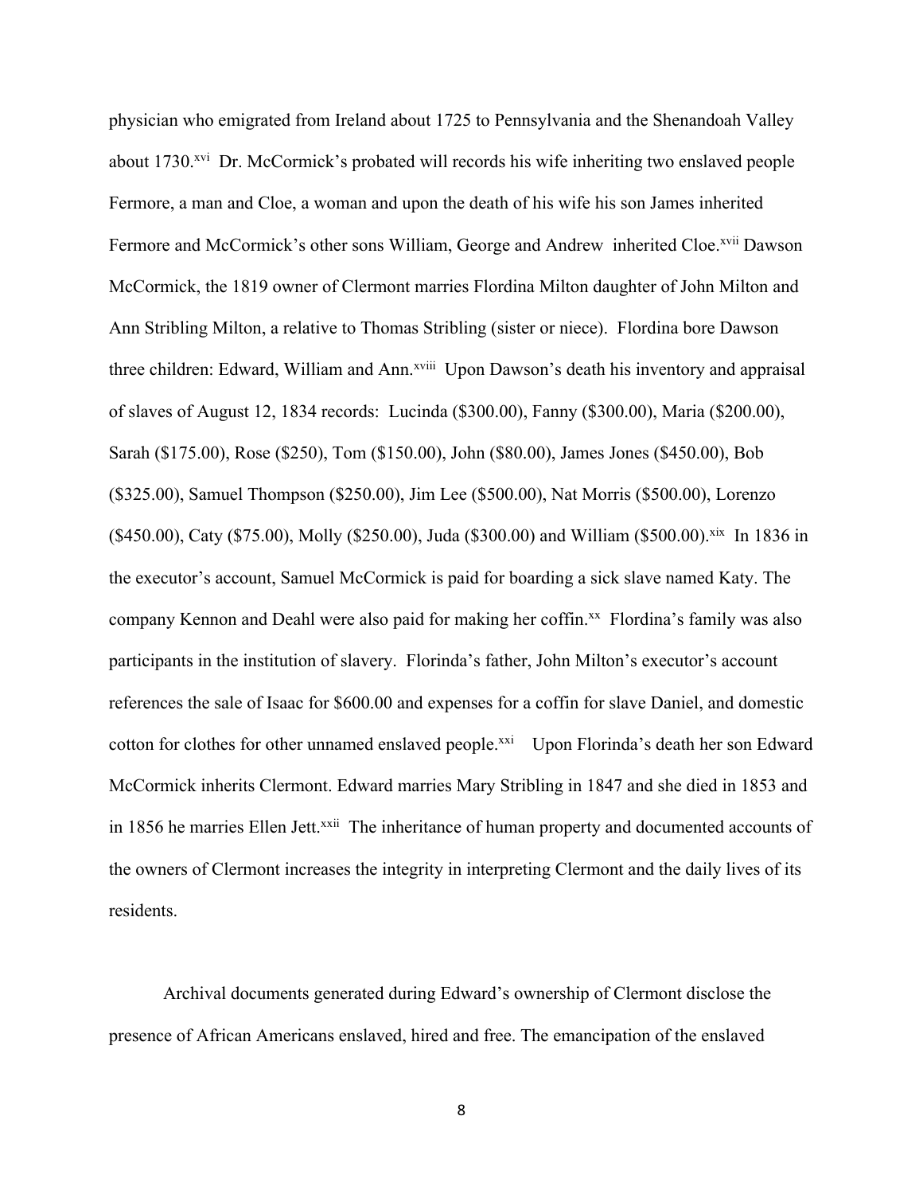physician who emigrated from Ireland about 1725 to Pennsylvania and the Shenandoah Valley about 1730.[xvi] Dr. McCormick's probated will records his wife inheriting two enslaved people Fermore, a man and Cloe, a woman and upon the death of his wife his son James inherited Fermore and McCormick's other sons William, George and Andrew inherited Cloe.[xvii] Dawson McCormick, the 1819 owner of Clermont marries Flordina Milton daughter of John Milton and Ann Stribling Milton, a relative to Thomas Stribling (sister or niece). Flordina bore Dawson three children: Edward, William and Ann.[xviii] Upon Dawson's death his inventory and appraisal of slaves of August 12, 1834 records: Lucinda ($300.00), Fanny ($300.00), Maria ($200.00), Sarah ($175.00), Rose ($250), Tom ($150.00), John ($80.00), James Jones ($450.00), Bob ($325.00), Samuel Thompson ($250.00), Jim Lee ($500.00), Nat Morris ($500.00), Lorenzo ($450.00), Caty ($75.00), Molly ($250.00), Juda ($300.00) and William ($500.00).[xix] In 1836 in the executor's account, Samuel McCormick is paid for boarding a sick slave named Katy. The company Kennon and Deahl were also paid for making her coffin.[xx] Flordina's family was also participants in the institution of slavery. Florinda's father, John Milton's executor's account references the sale of Isaac for $600.00 and expenses for a coffin for slave Daniel, and domestic cotton for clothes for other unnamed enslaved people.[xxi] Upon Florinda's death her son Edward McCormick inherits Clermont. Edward marries Mary Stribling in 1847 and she died in 1853 and in 1856 he marries Ellen Jett.[xxii] The inheritance of human property and documented accounts of the owners of Clermont increases the integrity in interpreting Clermont and the daily lives of its residents.

Archival documents generated during Edward's ownership of Clermont disclose the presence of African Americans enslaved, hired and free. The emancipation of the enslaved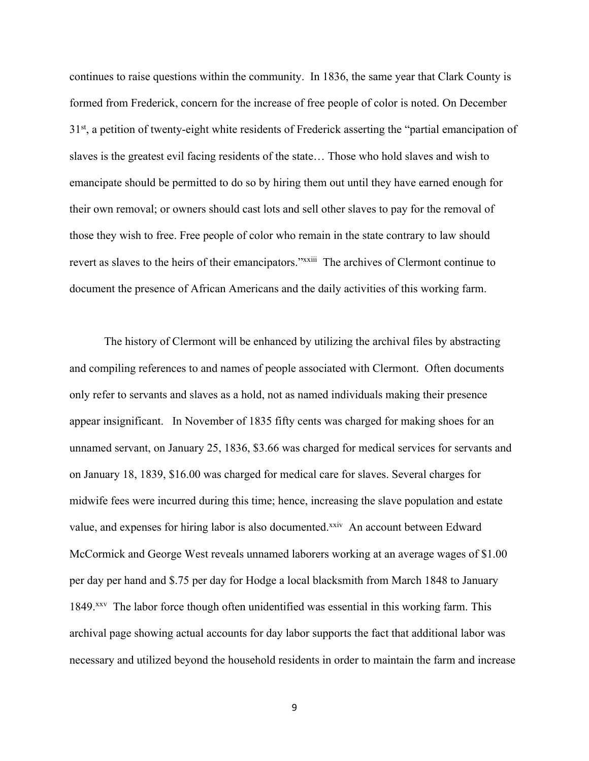continues to raise questions within the community. In 1836, the same year that Clark County is formed from Frederick, concern for the increase of free people of color is noted. On December 31st, a petition of twenty-eight white residents of Frederick asserting the "partial emancipation of slaves is the greatest evil facing residents of the state… Those who hold slaves and wish to emancipate should be permitted to do so by hiring them out until they have earned enough for their own removal; or owners should cast lots and sell other slaves to pay for the removal of those they wish to free. Free people of color who remain in the state contrary to law should revert as slaves to the heirs of their emancipators."[xxiii] The archives of Clermont continue to document the presence of African Americans and the daily activities of this working farm.

The history of Clermont will be enhanced by utilizing the archival files by abstracting and compiling references to and names of people associated with Clermont. Often documents only refer to servants and slaves as a hold, not as named individuals making their presence appear insignificant. In November of 1835 fifty cents was charged for making shoes for an unnamed servant, on January 25, 1836, $3.66 was charged for medical services for servants and on January 18, 1839, $16.00 was charged for medical care for slaves. Several charges for midwife fees were incurred during this time; hence, increasing the slave population and estate value, and expenses for hiring labor is also documented.[xxiv] An account between Edward McCormick and George West reveals unnamed laborers working at an average wages of $1.00 per day per hand and $.75 per day for Hodge a local blacksmith from March 1848 to January 1849.[xxv] The labor force though often unidentified was essential in this working farm. This archival page showing actual accounts for day labor supports the fact that additional labor was necessary and utilized beyond the household residents in order to maintain the farm and increase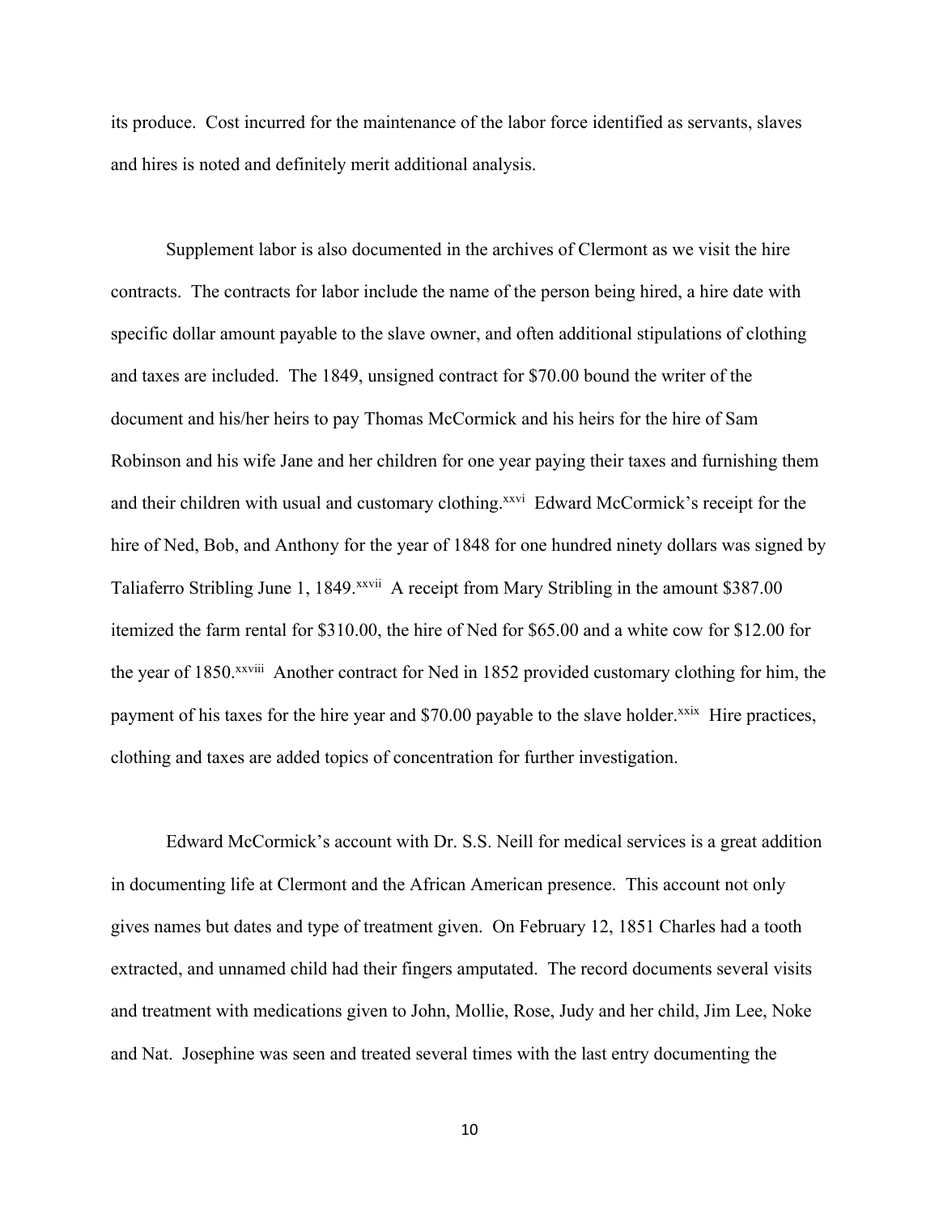its produce. Cost incurred for the maintenance of the labor force identified as servants, slaves and hires is noted and definitely merit additional analysis.

Supplement labor is also documented in the archives of Clermont as we visit the hire contracts. The contracts for labor include the name of the person being hired, a hire date with specific dollar amount payable to the slave owner, and often additional stipulations of clothing and taxes are included. The 1849, unsigned contract for $70.00 bound the writer of the document and his/her heirs to pay Thomas McCormick and his heirs for the hire of Sam Robinson and his wife Jane and her children for one year paying their taxes and furnishing them and their children with usual and customary clothing.[xxvi] Edward McCormick's receipt for the hire of Ned, Bob, and Anthony for the year of 1848 for one hundred ninety dollars was signed by Taliaferro Stribling June 1, 1849.[xxvii] A receipt from Mary Stribling in the amount $387.00 itemized the farm rental for $310.00, the hire of Ned for $65.00 and a white cow for $12.00 for the year of 1850.[xxviii] Another contract for Ned in 1852 provided customary clothing for him, the payment of his taxes for the hire year and $70.00 payable to the slave holder.[xxix] Hire practices, clothing and taxes are added topics of concentration for further investigation.

Edward McCormick's account with Dr. S.S. Neill for medical services is a great addition in documenting life at Clermont and the African American presence. This account not only gives names but dates and type of treatment given. On February 12, 1851 Charles had a tooth extracted, and unnamed child had their fingers amputated. The record documents several visits and treatment with medications given to John, Mollie, Rose, Judy and her child, Jim Lee, Noke and Nat. Josephine was seen and treated several times with the last entry documenting the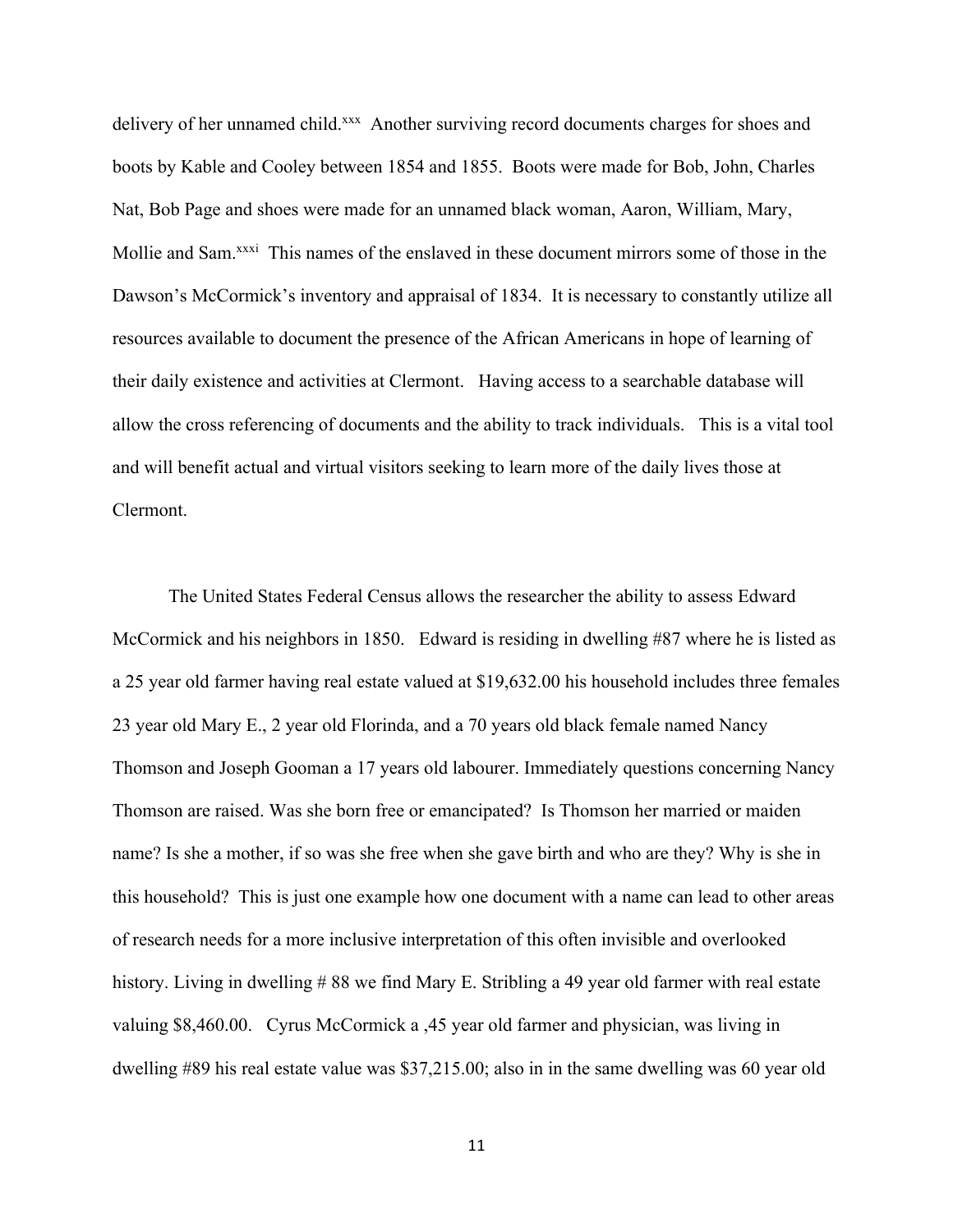delivery of her unnamed child.[xxx] Another surviving record documents charges for shoes and boots by Kable and Cooley between 1854 and 1855. Boots were made for Bob, John, Charles Nat, Bob Page and shoes were made for an unnamed black woman, Aaron, William, Mary, Mollie and Sam.[xxxi] This names of the enslaved in these document mirrors some of those in the Dawson's McCormick's inventory and appraisal of 1834. It is necessary to constantly utilize all resources available to document the presence of the African Americans in hope of learning of their daily existence and activities at Clermont. Having access to a searchable database will allow the cross referencing of documents and the ability to track individuals. This is a vital tool and will benefit actual and virtual visitors seeking to learn more of the daily lives those at Clermont.

The United States Federal Census allows the researcher the ability to assess Edward McCormick and his neighbors in 1850. Edward is residing in dwelling #87 where he is listed as a 25 year old farmer having real estate valued at $19,632.00 his household includes three females 23 year old Mary E., 2 year old Florinda, and a 70 years old black female named Nancy Thomson and Joseph Gooman a 17 years old labourer. Immediately questions concerning Nancy Thomson are raised. Was she born free or emancipated? Is Thomson her married or maiden name? Is she a mother, if so was she free when she gave birth and who are they? Why is she in this household? This is just one example how one document with a name can lead to other areas of research needs for a more inclusive interpretation of this often invisible and overlooked history. Living in dwelling # 88 we find Mary E. Stribling a 49 year old farmer with real estate valuing $8,460.00. Cyrus McCormick a ,45 year old farmer and physician, was living in dwelling #89 his real estate value was $37,215.00; also in in the same dwelling was 60 year old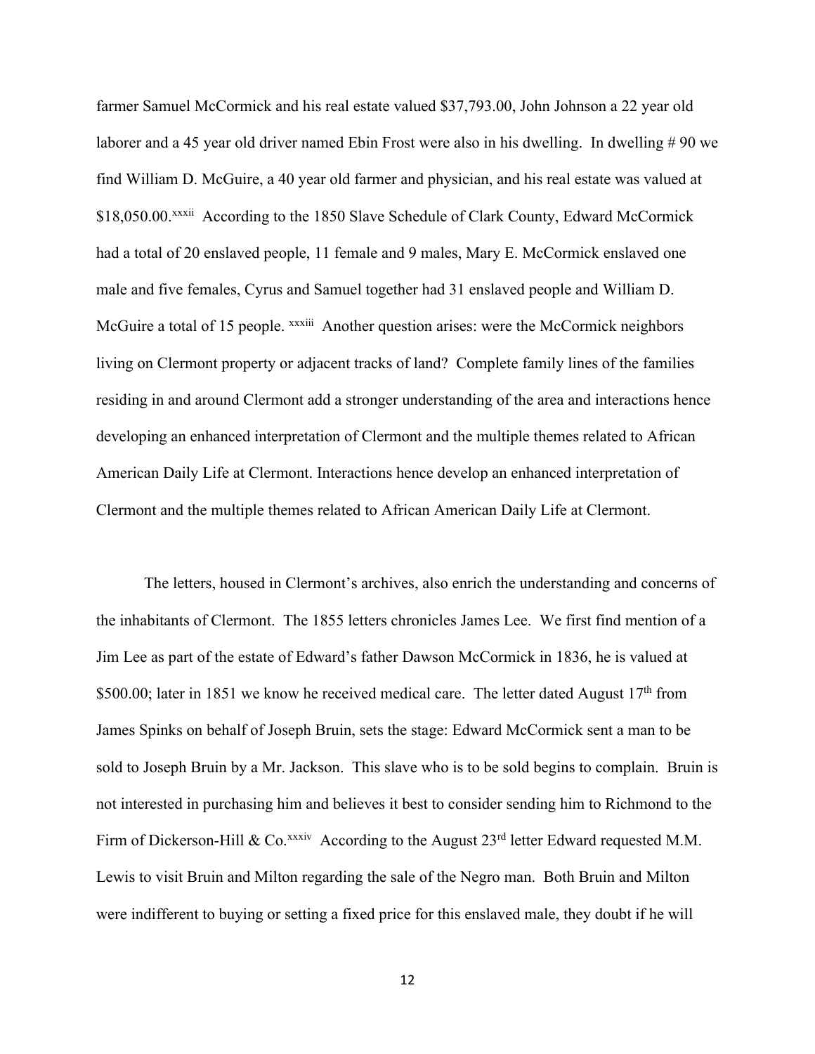farmer Samuel McCormick and his real estate valued $37,793.00, John Johnson a 22 year old laborer and a 45 year old driver named Ebin Frost were also in his dwelling. In dwelling # 90 we find William D. McGuire, a 40 year old farmer and physician, and his real estate was valued at $18,050.00.[xxxii] According to the 1850 Slave Schedule of Clark County, Edward McCormick had a total of 20 enslaved people, 11 female and 9 males, Mary E. McCormick enslaved one male and five females, Cyrus and Samuel together had 31 enslaved people and William D. McGuire a total of 15 people. [xxxiii] Another question arises: were the McCormick neighbors living on Clermont property or adjacent tracks of land? Complete family lines of the families residing in and around Clermont add a stronger understanding of the area and interactions hence developing an enhanced interpretation of Clermont and the multiple themes related to African American Daily Life at Clermont. Interactions hence develop an enhanced interpretation of Clermont and the multiple themes related to African American Daily Life at Clermont.

The letters, housed in Clermont's archives, also enrich the understanding and concerns of the inhabitants of Clermont. The 1855 letters chronicles James Lee. We first find mention of a Jim Lee as part of the estate of Edward's father Dawson McCormick in 1836, he is valued at $500.00; later in 1851 we know he received medical care. The letter dated August 17th from James Spinks on behalf of Joseph Bruin, sets the stage: Edward McCormick sent a man to be sold to Joseph Bruin by a Mr. Jackson. This slave who is to be sold begins to complain. Bruin is not interested in purchasing him and believes it best to consider sending him to Richmond to the Firm of Dickerson-Hill & Co.[xxxiv] According to the August 23rd letter Edward requested M.M. Lewis to visit Bruin and Milton regarding the sale of the Negro man. Both Bruin and Milton were indifferent to buying or setting a fixed price for this enslaved male, they doubt if he will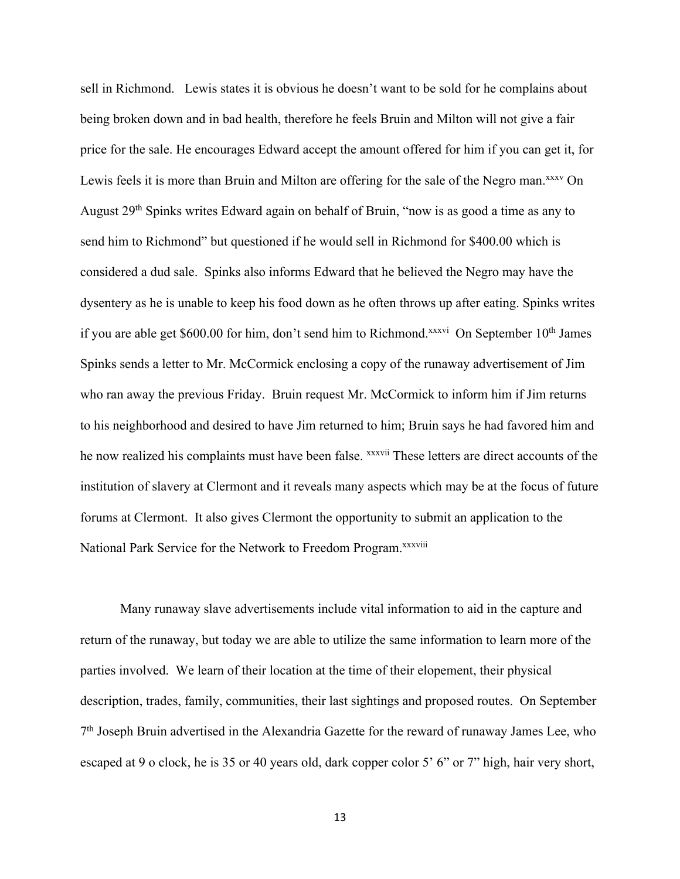sell in Richmond. Lewis states it is obvious he doesn't want to be sold for he complains about being broken down and in bad health, therefore he feels Bruin and Milton will not give a fair price for the sale. He encourages Edward accept the amount offered for him if you can get it, for Lewis feels it is more than Bruin and Milton are offering for the sale of the Negro man.[xxxv] On August 29th Spinks writes Edward again on behalf of Bruin, "now is as good a time as any to send him to Richmond" but questioned if he would sell in Richmond for $400.00 which is considered a dud sale. Spinks also informs Edward that he believed the Negro may have the dysentery as he is unable to keep his food down as he often throws up after eating. Spinks writes if you are able get $600.00 for him, don't send him to Richmond.[xxxvi] On September 10th James Spinks sends a letter to Mr. McCormick enclosing a copy of the runaway advertisement of Jim who ran away the previous Friday. Bruin request Mr. McCormick to inform him if Jim returns to his neighborhood and desired to have Jim returned to him; Bruin says he had favored him and he now realized his complaints must have been false. [xxxvii] These letters are direct accounts of the institution of slavery at Clermont and it reveals many aspects which may be at the focus of future forums at Clermont. It also gives Clermont the opportunity to submit an application to the National Park Service for the Network to Freedom Program.[xxxviii]

Many runaway slave advertisements include vital information to aid in the capture and return of the runaway, but today we are able to utilize the same information to learn more of the parties involved. We learn of their location at the time of their elopement, their physical description, trades, family, communities, their last sightings and proposed routes. On September 7th Joseph Bruin advertised in the Alexandria Gazette for the reward of runaway James Lee, who escaped at 9 o clock, he is 35 or 40 years old, dark copper color 5' 6" or 7" high, hair very short,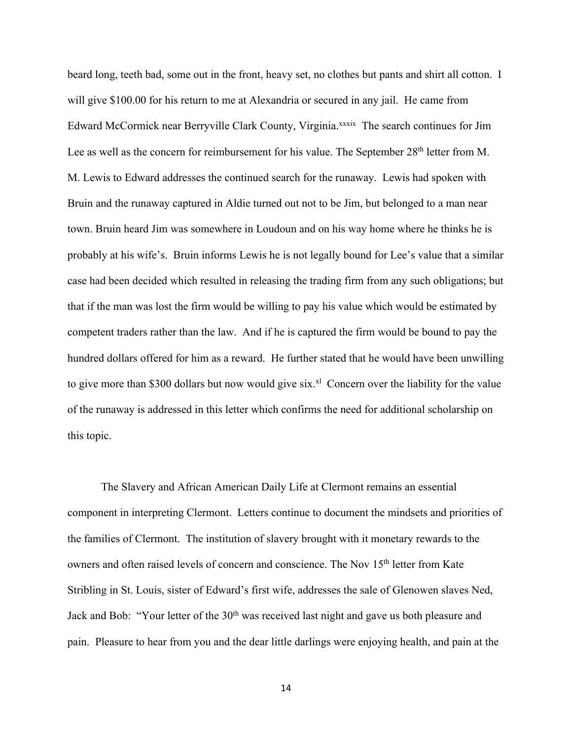beard long, teeth bad, some out in the front, heavy set, no clothes but pants and shirt all cotton. I will give $100.00 for his return to me at Alexandria or secured in any jail. He came from Edward McCormick near Berryville Clark County, Virginia.[xxxix] The search continues for Jim Lee as well as the concern for reimbursement for his value. The September 28th letter from M. M. Lewis to Edward addresses the continued search for the runaway. Lewis had spoken with Bruin and the runaway captured in Aldie turned out not to be Jim, but belonged to a man near town. Bruin heard Jim was somewhere in Loudoun and on his way home where he thinks he is probably at his wife's. Bruin informs Lewis he is not legally bound for Lee's value that a similar case had been decided which resulted in releasing the trading firm from any such obligations; but that if the man was lost the firm would be willing to pay his value which would be estimated by competent traders rather than the law. And if he is captured the firm would be bound to pay the hundred dollars offered for him as a reward. He further stated that he would have been unwilling to give more than $300 dollars but now would give six.[xl] Concern over the liability for the value of the runaway is addressed in this letter which confirms the need for additional scholarship on this topic.

The Slavery and African American Daily Life at Clermont remains an essential component in interpreting Clermont. Letters continue to document the mindsets and priorities of the families of Clermont. The institution of slavery brought with it monetary rewards to the owners and often raised levels of concern and conscience. The Nov 15th letter from Kate Stribling in St. Louis, sister of Edward's first wife, addresses the sale of Glenowen slaves Ned, Jack and Bob: "Your letter of the 30th was received last night and gave us both pleasure and pain. Pleasure to hear from you and the dear little darlings were enjoying health, and pain at the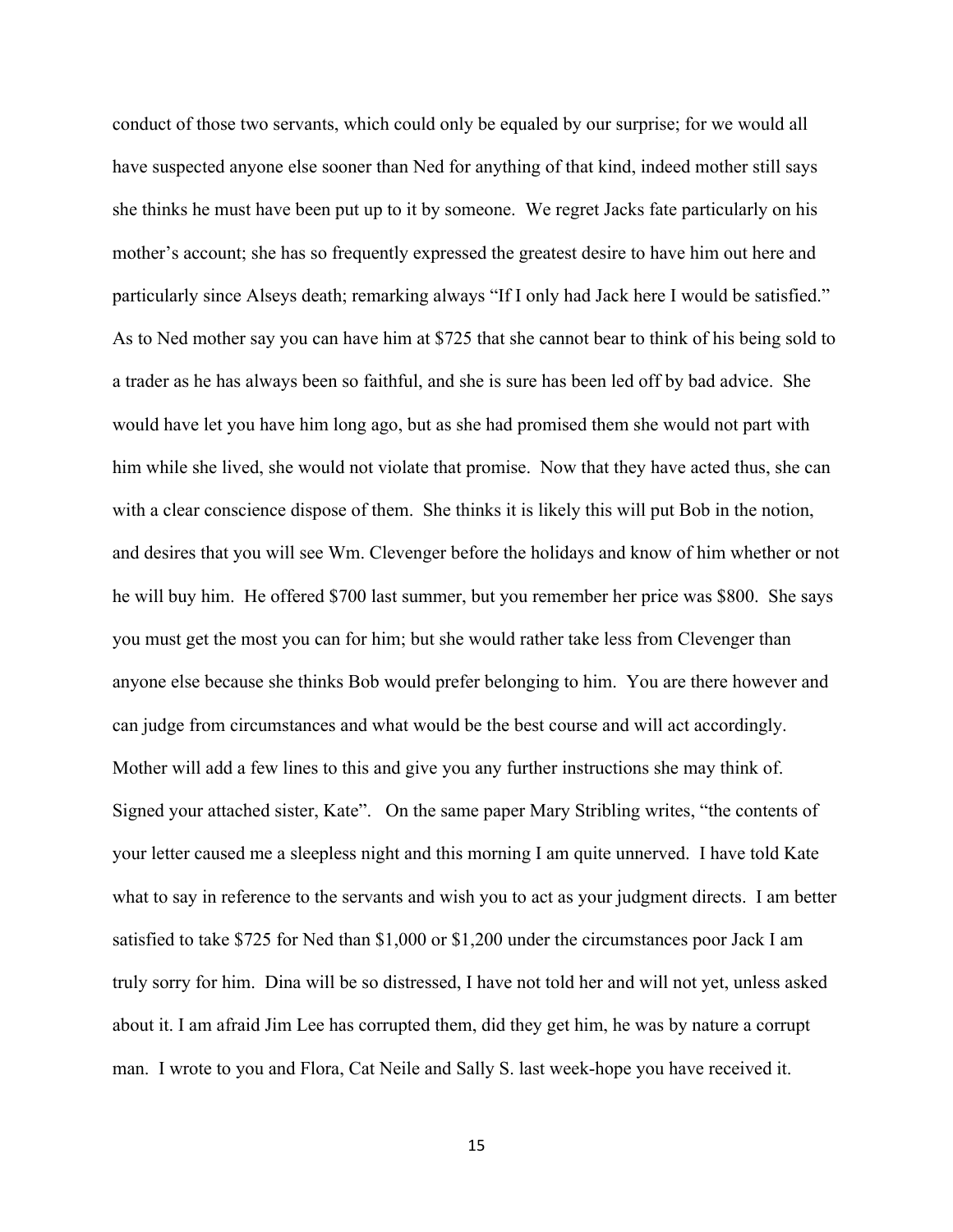conduct of those two servants, which could only be equaled by our surprise; for we would all have suspected anyone else sooner than Ned for anything of that kind, indeed mother still says she thinks he must have been put up to it by someone. We regret Jacks fate particularly on his mother's account; she has so frequently expressed the greatest desire to have him out here and particularly since Alseys death; remarking always "If I only had Jack here I would be satisfied." As to Ned mother say you can have him at $725 that she cannot bear to think of his being sold to a trader as he has always been so faithful, and she is sure has been led off by bad advice. She would have let you have him long ago, but as she had promised them she would not part with him while she lived, she would not violate that promise. Now that they have acted thus, she can with a clear conscience dispose of them. She thinks it is likely this will put Bob in the notion, and desires that you will see Wm. Clevenger before the holidays and know of him whether or not he will buy him. He offered $700 last summer, but you remember her price was $800. She says you must get the most you can for him; but she would rather take less from Clevenger than anyone else because she thinks Bob would prefer belonging to him. You are there however and can judge from circumstances and what would be the best course and will act accordingly. Mother will add a few lines to this and give you any further instructions she may think of. Signed your attached sister, Kate". On the same paper Mary Stribling writes, "the contents of your letter caused me a sleepless night and this morning I am quite unnerved. I have told Kate what to say in reference to the servants and wish you to act as your judgment directs. I am better satisfied to take $725 for Ned than $1,000 or $1,200 under the circumstances poor Jack I am truly sorry for him. Dina will be so distressed, I have not told her and will not yet, unless asked about it. I am afraid Jim Lee has corrupted them, did they get him, he was by nature a corrupt man. I wrote to you and Flora, Cat Neile and Sally S. last week-hope you have received it.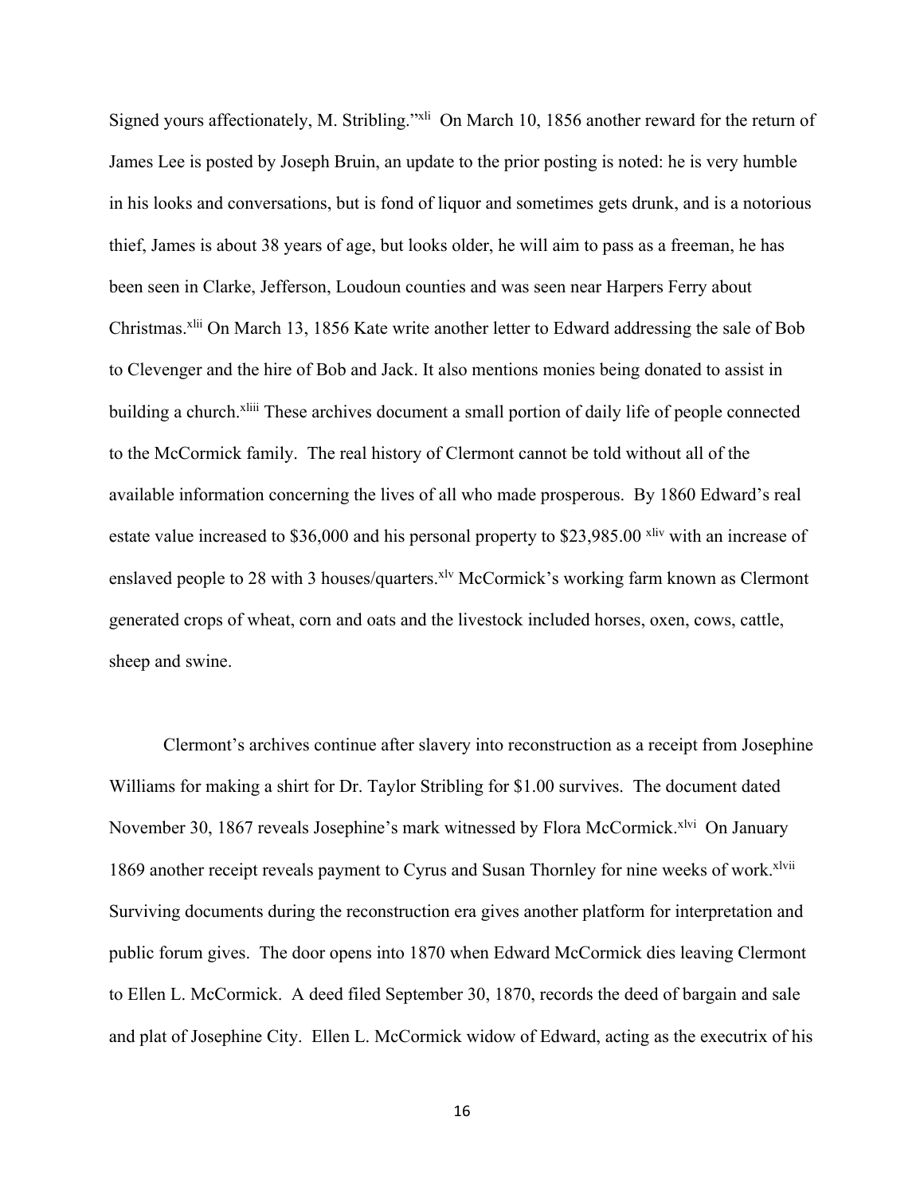Signed yours affectionately, M. Stribling."[xli] On March 10, 1856 another reward for the return of James Lee is posted by Joseph Bruin, an update to the prior posting is noted: he is very humble in his looks and conversations, but is fond of liquor and sometimes gets drunk, and is a notorious thief, James is about 38 years of age, but looks older, he will aim to pass as a freeman, he has been seen in Clarke, Jefferson, Loudoun counties and was seen near Harpers Ferry about Christmas.[xlii] On March 13, 1856 Kate write another letter to Edward addressing the sale of Bob to Clevenger and the hire of Bob and Jack. It also mentions monies being donated to assist in building a church.[xliii] These archives document a small portion of daily life of people connected to the McCormick family. The real history of Clermont cannot be told without all of the available information concerning the lives of all who made prosperous. By 1860 Edward's real estate value increased to $36,000 and his personal property to $23,985.00 [xliv] with an increase of enslaved people to 28 with 3 houses/quarters.[xlv] McCormick's working farm known as Clermont generated crops of wheat, corn and oats and the livestock included horses, oxen, cows, cattle, sheep and swine.

Clermont's archives continue after slavery into reconstruction as a receipt from Josephine Williams for making a shirt for Dr. Taylor Stribling for $1.00 survives. The document dated November 30, 1867 reveals Josephine's mark witnessed by Flora McCormick.[xlvi] On January 1869 another receipt reveals payment to Cyrus and Susan Thornley for nine weeks of work.[xlvii] Surviving documents during the reconstruction era gives another platform for interpretation and public forum gives. The door opens into 1870 when Edward McCormick dies leaving Clermont to Ellen L. McCormick. A deed filed September 30, 1870, records the deed of bargain and sale and plat of Josephine City. Ellen L. McCormick widow of Edward, acting as the executrix of his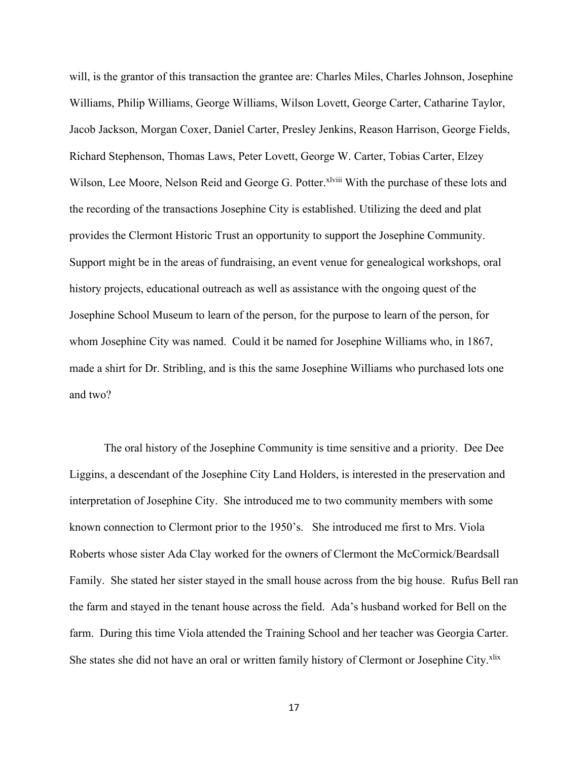will, is the grantor of this transaction the grantee are: Charles Miles, Charles Johnson, Josephine Williams, Philip Williams, George Williams, Wilson Lovett, George Carter, Catharine Taylor, Jacob Jackson, Morgan Coxer, Daniel Carter, Presley Jenkins, Reason Harrison, George Fields, Richard Stephenson, Thomas Laws, Peter Lovett, George W. Carter, Tobias Carter, Elzey Wilson, Lee Moore, Nelson Reid and George G. Potter.[xlviii] With the purchase of these lots and the recording of the transactions Josephine City is established. Utilizing the deed and plat provides the Clermont Historic Trust an opportunity to support the Josephine Community. Support might be in the areas of fundraising, an event venue for genealogical workshops, oral history projects, educational outreach as well as assistance with the ongoing quest of the Josephine School Museum to learn of the person, for the purpose to learn of the person, for whom Josephine City was named. Could it be named for Josephine Williams who, in 1867, made a shirt for Dr. Stribling, and is this the same Josephine Williams who purchased lots one and two?

The oral history of the Josephine Community is time sensitive and a priority. Dee Dee Liggins, a descendant of the Josephine City Land Holders, is interested in the preservation and interpretation of Josephine City. She introduced me to two community members with some known connection to Clermont prior to the 1950's. She introduced me first to Mrs. Viola Roberts whose sister Ada Clay worked for the owners of Clermont the McCormick/Beardsall Family. She stated her sister stayed in the small house across from the big house. Rufus Bell ran the farm and stayed in the tenant house across the field. Ada's husband worked for Bell on the farm. During this time Viola attended the Training School and her teacher was Georgia Carter. She states she did not have an oral or written family history of Clermont or Josephine City.[xlix]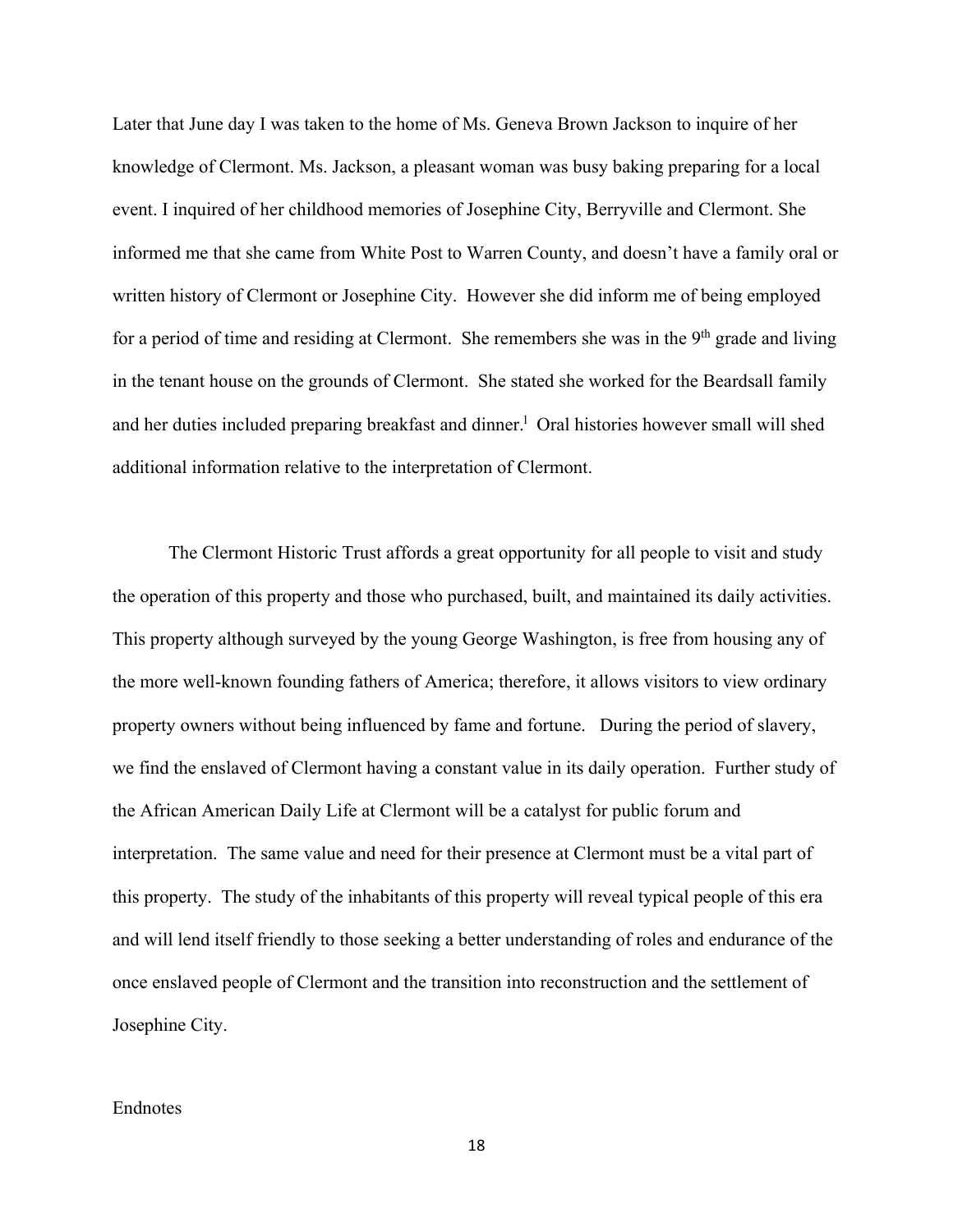Later that June day I was taken to the home of Ms. Geneva Brown Jackson to inquire of her knowledge of Clermont. Ms. Jackson, a pleasant woman was busy baking preparing for a local event. I inquired of her childhood memories of Josephine City, Berryville and Clermont. She informed me that she came from White Post to Warren County, and doesn't have a family oral or written history of Clermont or Josephine City. However she did inform me of being employed for a period of time and residing at Clermont. She remembers she was in the 9th grade and living in the tenant house on the grounds of Clermont. She stated she worked for the Beardsall family and her duties included preparing breakfast and dinner.[1] Oral histories however small will shed additional information relative to the interpretation of Clermont.

The Clermont Historic Trust affords a great opportunity for all people to visit and study the operation of this property and those who purchased, built, and maintained its daily activities. This property although surveyed by the young George Washington, is free from housing any of the more well-known founding fathers of America; therefore, it allows visitors to view ordinary property owners without being influenced by fame and fortune. During the period of slavery, we find the enslaved of Clermont having a constant value in its daily operation. Further study of the African American Daily Life at Clermont will be a catalyst for public forum and interpretation. The same value and need for their presence at Clermont must be a vital part of this property. The study of the inhabitants of this property will reveal typical people of this era and will lend itself friendly to those seeking a better understanding of roles and endurance of the once enslaved people of Clermont and the transition into reconstruction and the settlement of Josephine City.

Endnotes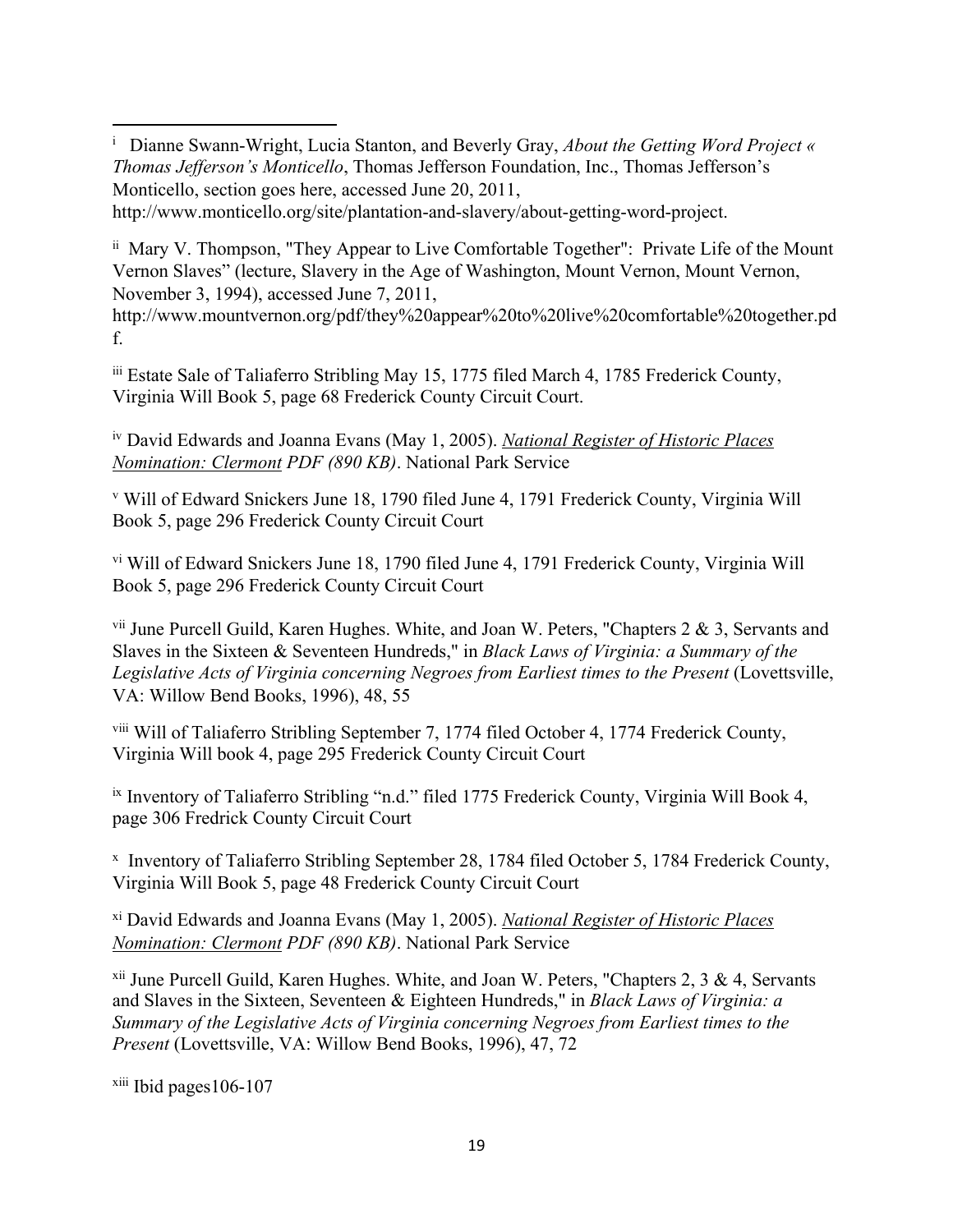[i] Dianne Swann-Wright, Lucia Stanton, and Beverly Gray, *About the Getting Word Project « Thomas Jefferson's Monticello*, Thomas Jefferson Foundation, Inc., Thomas Jefferson's Monticello, section goes here, accessed June 20, 2011, http://www.monticello.org/site/plantation-and-slavery/about-getting-word-project.

[ii] Mary V. Thompson, "They Appear to Live Comfortable Together": Private Life of the Mount Vernon Slaves" (lecture, Slavery in the Age of Washington, Mount Vernon, Mount Vernon, November 3, 1994), accessed June 7, 2011, http://www.mountvernon.org/pdf/they%20appear%20to%20live%20comfortable%20together.pdf.

[iii] Estate Sale of Taliaferro Stribling May 15, 1775 filed March 4, 1785 Frederick County, Virginia Will Book 5, page 68 Frederick County Circuit Court.

[iv] David Edwards and Joanna Evans (May 1, 2005). *National Register of Historic Places Nomination: Clermont PDF (890 KB)*. National Park Service

[v] Will of Edward Snickers June 18, 1790 filed June 4, 1791 Frederick County, Virginia Will Book 5, page 296 Frederick County Circuit Court

[vi] Will of Edward Snickers June 18, 1790 filed June 4, 1791 Frederick County, Virginia Will Book 5, page 296 Frederick County Circuit Court

[vii] June Purcell Guild, Karen Hughes. White, and Joan W. Peters, "Chapters 2 & 3, Servants and Slaves in the Sixteen & Seventeen Hundreds," in *Black Laws of Virginia: a Summary of the Legislative Acts of Virginia concerning Negroes from Earliest times to the Present* (Lovettsville, VA: Willow Bend Books, 1996), 48, 55

[viii] Will of Taliaferro Stribling September 7, 1774 filed October 4, 1774 Frederick County, Virginia Will book 4, page 295 Frederick County Circuit Court

[ix] Inventory of Taliaferro Stribling "n.d." filed 1775 Frederick County, Virginia Will Book 4, page 306 Fredrick County Circuit Court

[x] Inventory of Taliaferro Stribling September 28, 1784 filed October 5, 1784 Frederick County, Virginia Will Book 5, page 48 Frederick County Circuit Court

[xi] David Edwards and Joanna Evans (May 1, 2005). *National Register of Historic Places Nomination: Clermont PDF (890 KB)*. National Park Service

[xii] June Purcell Guild, Karen Hughes. White, and Joan W. Peters, "Chapters 2, 3 & 4, Servants and Slaves in the Sixteen, Seventeen & Eighteen Hundreds," in *Black Laws of Virginia: a Summary of the Legislative Acts of Virginia concerning Negroes from Earliest times to the Present* (Lovettsville, VA: Willow Bend Books, 1996), 47, 72

[xiii] Ibid pages106-107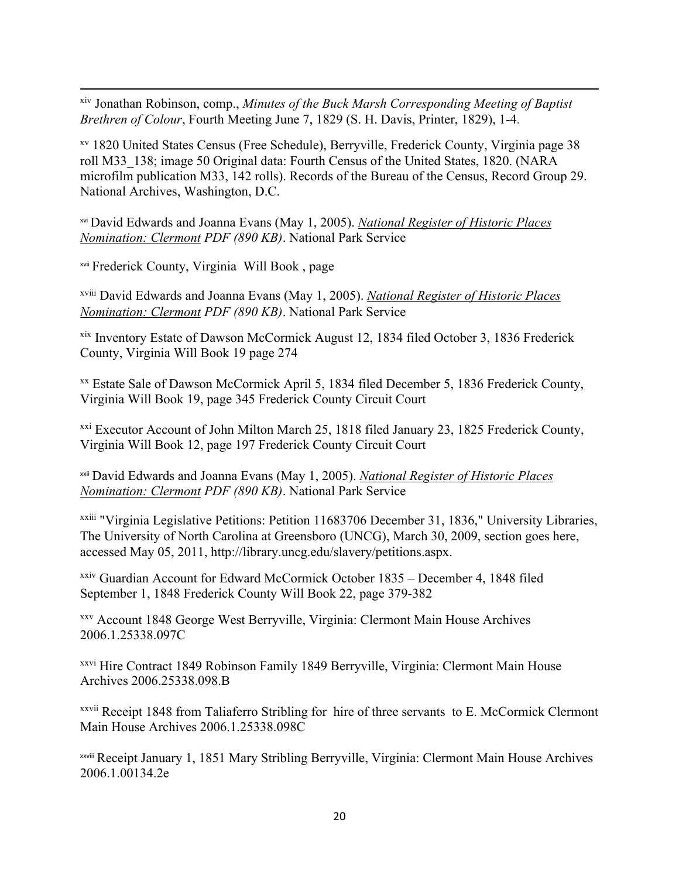[xiv] Jonathan Robinson, comp., *Minutes of the Buck Marsh Corresponding Meeting of Baptist Brethren of Colour*, Fourth Meeting June 7, 1829 (S. H. Davis, Printer, 1829), 1-4.

[xv] 1820 United States Census (Free Schedule), Berryville, Frederick County, Virginia page 38 roll M33_138; image 50 Original data: Fourth Census of the United States, 1820. (NARA microfilm publication M33, 142 rolls). Records of the Bureau of the Census, Record Group 29. National Archives, Washington, D.C.

[xvi] David Edwards and Joanna Evans (May 1, 2005). *National Register of Historic Places Nomination: Clermont PDF (890 KB)*. National Park Service

[xvii] Frederick County, Virginia Will Book , page

[xviii] David Edwards and Joanna Evans (May 1, 2005). *National Register of Historic Places Nomination: Clermont PDF (890 KB)*. National Park Service

[xix] Inventory Estate of Dawson McCormick August 12, 1834 filed October 3, 1836 Frederick County, Virginia Will Book 19 page 274

[xx] Estate Sale of Dawson McCormick April 5, 1834 filed December 5, 1836 Frederick County, Virginia Will Book 19, page 345 Frederick County Circuit Court

[xxi] Executor Account of John Milton March 25, 1818 filed January 23, 1825 Frederick County, Virginia Will Book 12, page 197 Frederick County Circuit Court

[xxii] David Edwards and Joanna Evans (May 1, 2005). *National Register of Historic Places Nomination: Clermont PDF (890 KB)*. National Park Service

[xxiii] "Virginia Legislative Petitions: Petition 11683706 December 31, 1836," University Libraries, The University of North Carolina at Greensboro (UNCG), March 30, 2009, section goes here, accessed May 05, 2011, http://library.uncg.edu/slavery/petitions.aspx.

[xxiv] Guardian Account for Edward McCormick October 1835 – December 4, 1848 filed September 1, 1848 Frederick County Will Book 22, page 379-382

[xxv] Account 1848 George West Berryville, Virginia: Clermont Main House Archives 2006.1.25338.097C

[xxvi] Hire Contract 1849 Robinson Family 1849 Berryville, Virginia: Clermont Main House Archives 2006.25338.098.B

[xxvii] Receipt 1848 from Taliaferro Stribling for hire of three servants to E. McCormick Clermont Main House Archives 2006.1.25338.098C

[xxviii] Receipt January 1, 1851 Mary Stribling Berryville, Virginia: Clermont Main House Archives 2006.1.00134.2e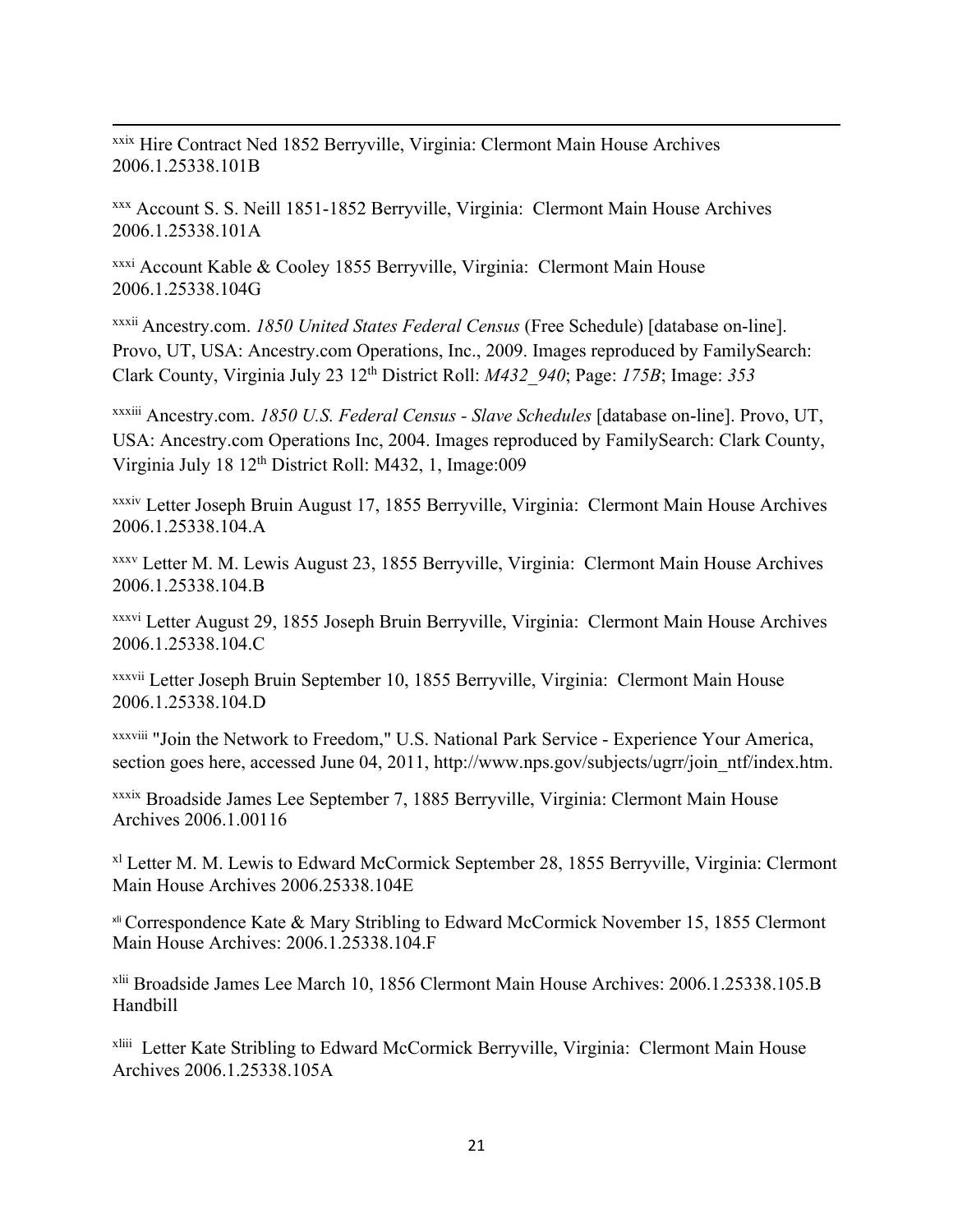[xxix] Hire Contract Ned 1852 Berryville, Virginia: Clermont Main House Archives 2006.1.25338.101B

[xxx] Account S. S. Neill 1851-1852 Berryville, Virginia: Clermont Main House Archives 2006.1.25338.101A

[xxxi] Account Kable & Cooley 1855 Berryville, Virginia: Clermont Main House 2006.1.25338.104G

[xxxii] Ancestry.com. *1850 United States Federal Census* (Free Schedule) [database on-line]. Provo, UT, USA: Ancestry.com Operations, Inc., 2009. Images reproduced by FamilySearch: Clark County, Virginia July 23 12th District Roll: *M432_940*; Page: *175B*; Image: *353*

[xxxiii] Ancestry.com. *1850 U.S. Federal Census - Slave Schedules* [database on-line]. Provo, UT, USA: Ancestry.com Operations Inc, 2004. Images reproduced by FamilySearch: Clark County, Virginia July 18 12th District Roll: M432, 1, Image:009

[xxxiv] Letter Joseph Bruin August 17, 1855 Berryville, Virginia: Clermont Main House Archives 2006.1.25338.104.A

[xxxv] Letter M. M. Lewis August 23, 1855 Berryville, Virginia: Clermont Main House Archives 2006.1.25338.104.B

[xxxvi] Letter August 29, 1855 Joseph Bruin Berryville, Virginia: Clermont Main House Archives 2006.1.25338.104.C

[xxxvii] Letter Joseph Bruin September 10, 1855 Berryville, Virginia: Clermont Main House 2006.1.25338.104.D

[xxxviii] "Join the Network to Freedom," U.S. National Park Service - Experience Your America, section goes here, accessed June 04, 2011, http://www.nps.gov/subjects/ugrr/join_ntf/index.htm.

[xxxix] Broadside James Lee September 7, 1885 Berryville, Virginia: Clermont Main House Archives 2006.1.00116

[xl] Letter M. M. Lewis to Edward McCormick September 28, 1855 Berryville, Virginia: Clermont Main House Archives 2006.25338.104E

[xli] Correspondence Kate & Mary Stribling to Edward McCormick November 15, 1855 Clermont Main House Archives: 2006.1.25338.104.F

[xlii] Broadside James Lee March 10, 1856 Clermont Main House Archives: 2006.1.25338.105.B Handbill

[xliii] Letter Kate Stribling to Edward McCormick Berryville, Virginia: Clermont Main House Archives 2006.1.25338.105A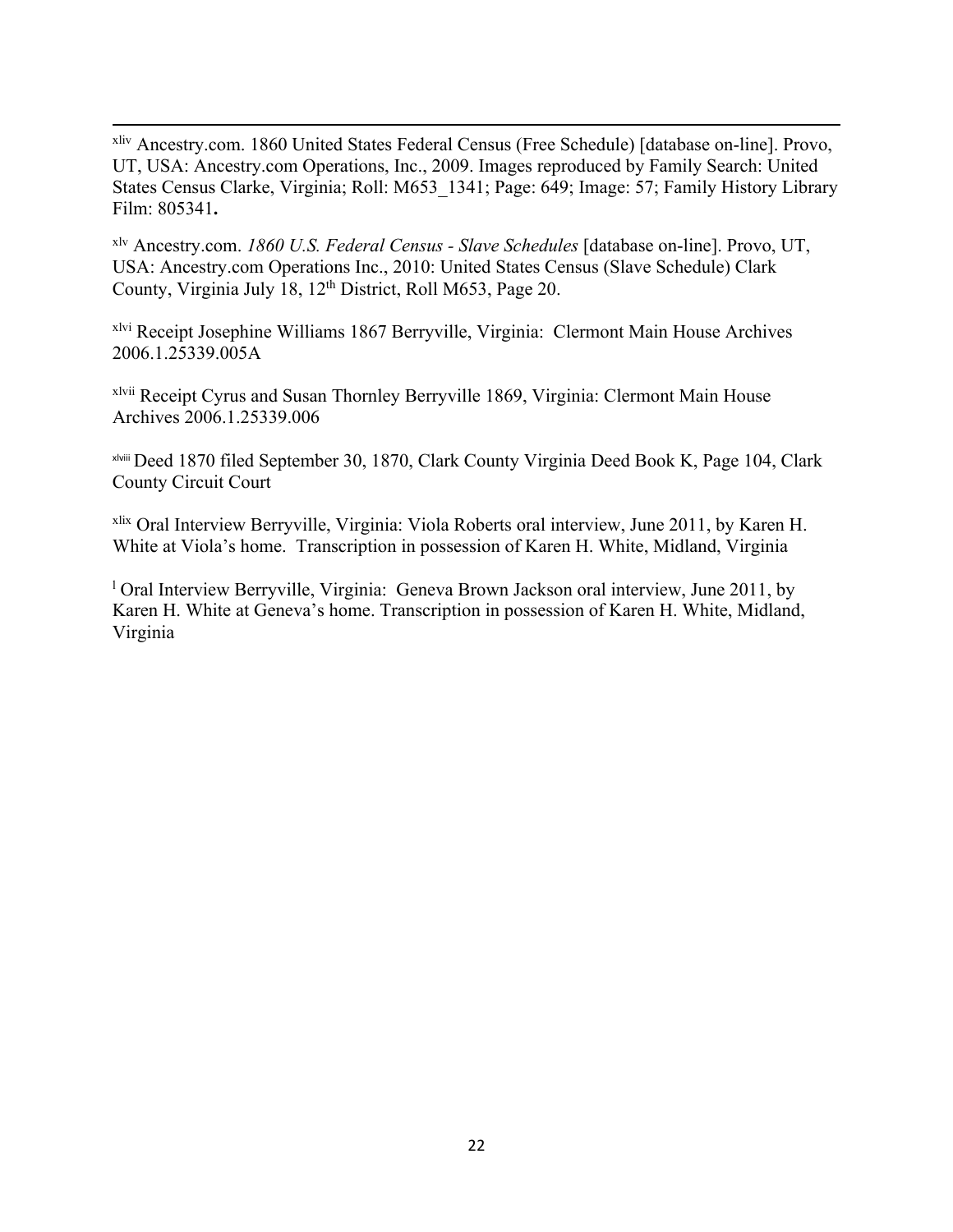[xliv] Ancestry.com. 1860 United States Federal Census (Free Schedule) [database on-line]. Provo, UT, USA: Ancestry.com Operations, Inc., 2009. Images reproduced by Family Search: United States Census Clarke, Virginia; Roll: M653_1341; Page: 649; Image: 57; Family History Library Film: 805341**.**

[xlv] Ancestry.com. *1860 U.S. Federal Census - Slave Schedules* [database on-line]. Provo, UT, USA: Ancestry.com Operations Inc., 2010: United States Census (Slave Schedule) Clark County, Virginia July 18, 12th District, Roll M653, Page 20.

[xlvi] Receipt Josephine Williams 1867 Berryville, Virginia: Clermont Main House Archives 2006.1.25339.005A

[xlvii] Receipt Cyrus and Susan Thornley Berryville 1869, Virginia: Clermont Main House Archives 2006.1.25339.006

[xlviii] Deed 1870 filed September 30, 1870, Clark County Virginia Deed Book K, Page 104, Clark County Circuit Court

[xlix] Oral Interview Berryville, Virginia: Viola Roberts oral interview, June 2011, by Karen H. White at Viola's home. Transcription in possession of Karen H. White, Midland, Virginia

[l] Oral Interview Berryville, Virginia: Geneva Brown Jackson oral interview, June 2011, by Karen H. White at Geneva's home. Transcription in possession of Karen H. White, Midland, Virginia